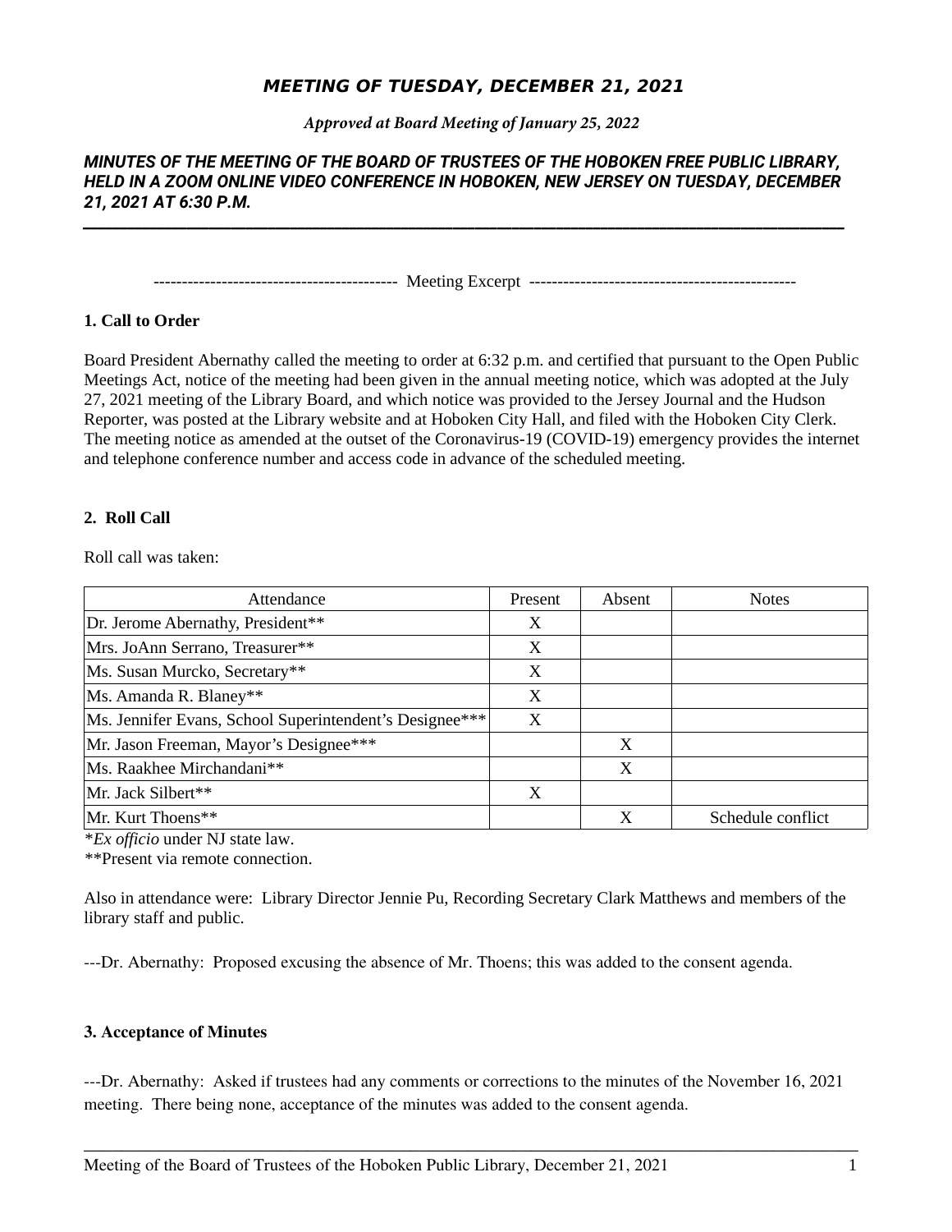# MEETING OF TUESDAY, DECEMBER 21, 2021

*Approved at Board Meeting of January 25, 2022*

***MINUTES OF THE MEETING OF THE BOARD OF TRUSTEES OF THE HOBOKEN FREE PUBLIC LIBRARY, HELD IN A ZOOM ONLINE VIDEO CONFERENCE IN HOBOKEN, NEW JERSEY ON TUESDAY, DECEMBER 21, 2021 AT 6:30 P.M.***

------------------------------------------ Meeting Excerpt ----------------------------------------------

**1. Call to Order**

Board President Abernathy called the meeting to order at 6:32 p.m. and certified that pursuant to the Open Public Meetings Act, notice of the meeting had been given in the annual meeting notice, which was adopted at the July 27, 2021 meeting of the Library Board, and which notice was provided to the Jersey Journal and the Hudson Reporter, was posted at the Library website and at Hoboken City Hall, and filed with the Hoboken City Clerk. The meeting notice as amended at the outset of the Coronavirus-19 (COVID-19) emergency provides the internet and telephone conference number and access code in advance of the scheduled meeting.

**2. Roll Call**

Roll call was taken:

| Attendance | Present | Absent | Notes |
|---|---|---|---|
| Dr. Jerome Abernathy, President** | X | | |
| Mrs. JoAnn Serrano, Treasurer** | X | | |
| Ms. Susan Murcko, Secretary** | X | | |
| Ms. Amanda R. Blaney** | X | | |
| Ms. Jennifer Evans, School Superintendent's Designee*** | X | | |
| Mr. Jason Freeman, Mayor's Designee*** | | X | |
| Ms. Raakhee Mirchandani** | | X | |
| Mr. Jack Silbert** | X | | |
| Mr. Kurt Thoens** | | X | Schedule conflict |

**Ex officio* under NJ state law.

**Present via remote connection.

Also in attendance were: Library Director Jennie Pu, Recording Secretary Clark Matthews and members of the library staff and public.

---Dr. Abernathy: Proposed excusing the absence of Mr. Thoens; this was added to the consent agenda.

**3. Acceptance of Minutes**

---Dr. Abernathy: Asked if trustees had any comments or corrections to the minutes of the November 16, 2021 meeting. There being none, acceptance of the minutes was added to the consent agenda.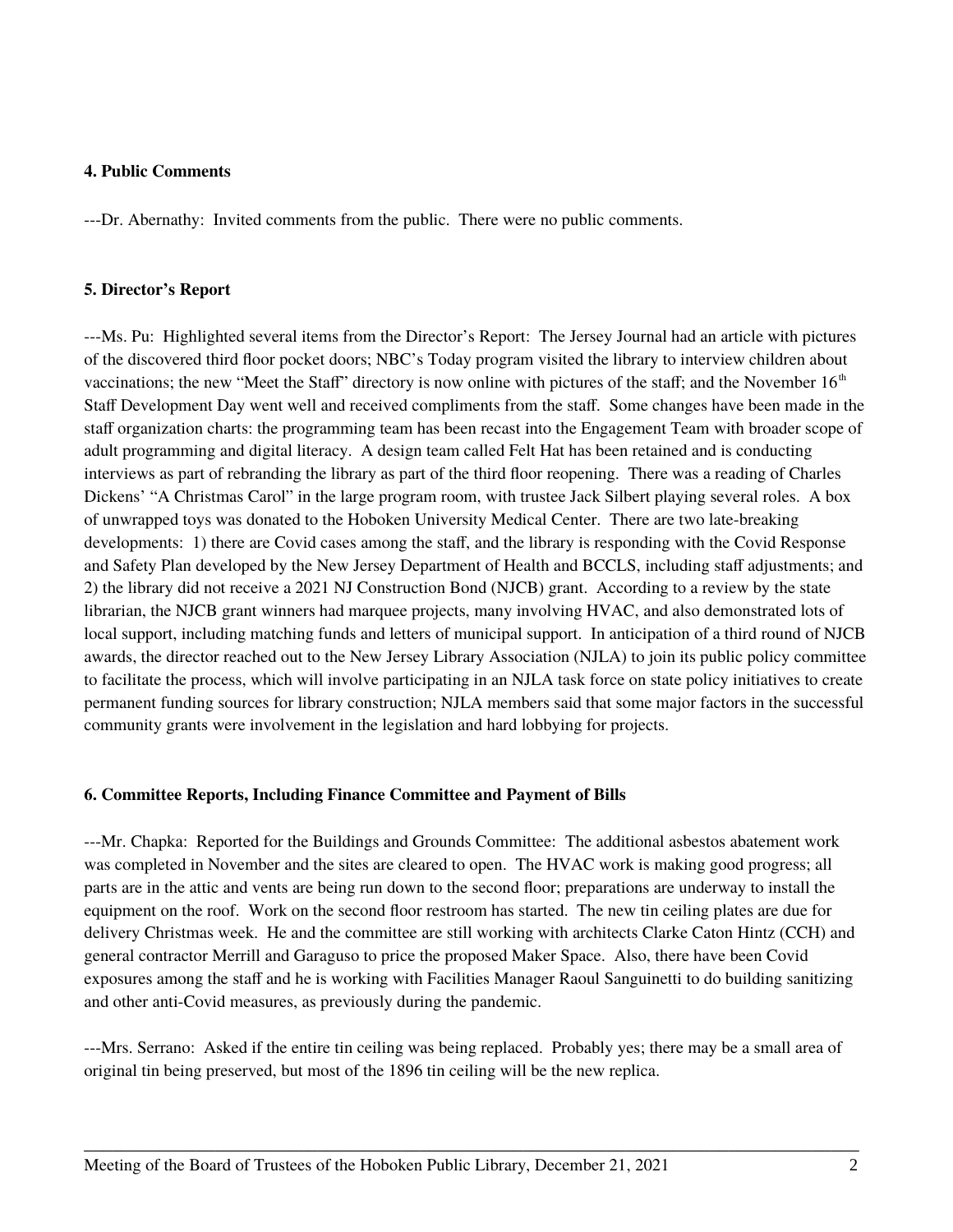**4. Public Comments**

---Dr. Abernathy: Invited comments from the public. There were no public comments.

**5. Director's Report**

---Ms. Pu: Highlighted several items from the Director's Report: The Jersey Journal had an article with pictures of the discovered third floor pocket doors; NBC's Today program visited the library to interview children about vaccinations; the new "Meet the Staff" directory is now online with pictures of the staff; and the November 16th Staff Development Day went well and received compliments from the staff. Some changes have been made in the staff organization charts: the programming team has been recast into the Engagement Team with broader scope of adult programming and digital literacy. A design team called Felt Hat has been retained and is conducting interviews as part of rebranding the library as part of the third floor reopening. There was a reading of Charles Dickens' "A Christmas Carol" in the large program room, with trustee Jack Silbert playing several roles. A box of unwrapped toys was donated to the Hoboken University Medical Center. There are two late-breaking developments: 1) there are Covid cases among the staff, and the library is responding with the Covid Response and Safety Plan developed by the New Jersey Department of Health and BCCLS, including staff adjustments; and 2) the library did not receive a 2021 NJ Construction Bond (NJCB) grant. According to a review by the state librarian, the NJCB grant winners had marquee projects, many involving HVAC, and also demonstrated lots of local support, including matching funds and letters of municipal support. In anticipation of a third round of NJCB awards, the director reached out to the New Jersey Library Association (NJLA) to join its public policy committee to facilitate the process, which will involve participating in an NJLA task force on state policy initiatives to create permanent funding sources for library construction; NJLA members said that some major factors in the successful community grants were involvement in the legislation and hard lobbying for projects.

**6. Committee Reports, Including Finance Committee and Payment of Bills**

---Mr. Chapka: Reported for the Buildings and Grounds Committee: The additional asbestos abatement work was completed in November and the sites are cleared to open. The HVAC work is making good progress; all parts are in the attic and vents are being run down to the second floor; preparations are underway to install the equipment on the roof. Work on the second floor restroom has started. The new tin ceiling plates are due for delivery Christmas week. He and the committee are still working with architects Clarke Caton Hintz (CCH) and general contractor Merrill and Garaguso to price the proposed Maker Space. Also, there have been Covid exposures among the staff and he is working with Facilities Manager Raoul Sanguinetti to do building sanitizing and other anti-Covid measures, as previously during the pandemic.

---Mrs. Serrano: Asked if the entire tin ceiling was being replaced. Probably yes; there may be a small area of original tin being preserved, but most of the 1896 tin ceiling will be the new replica.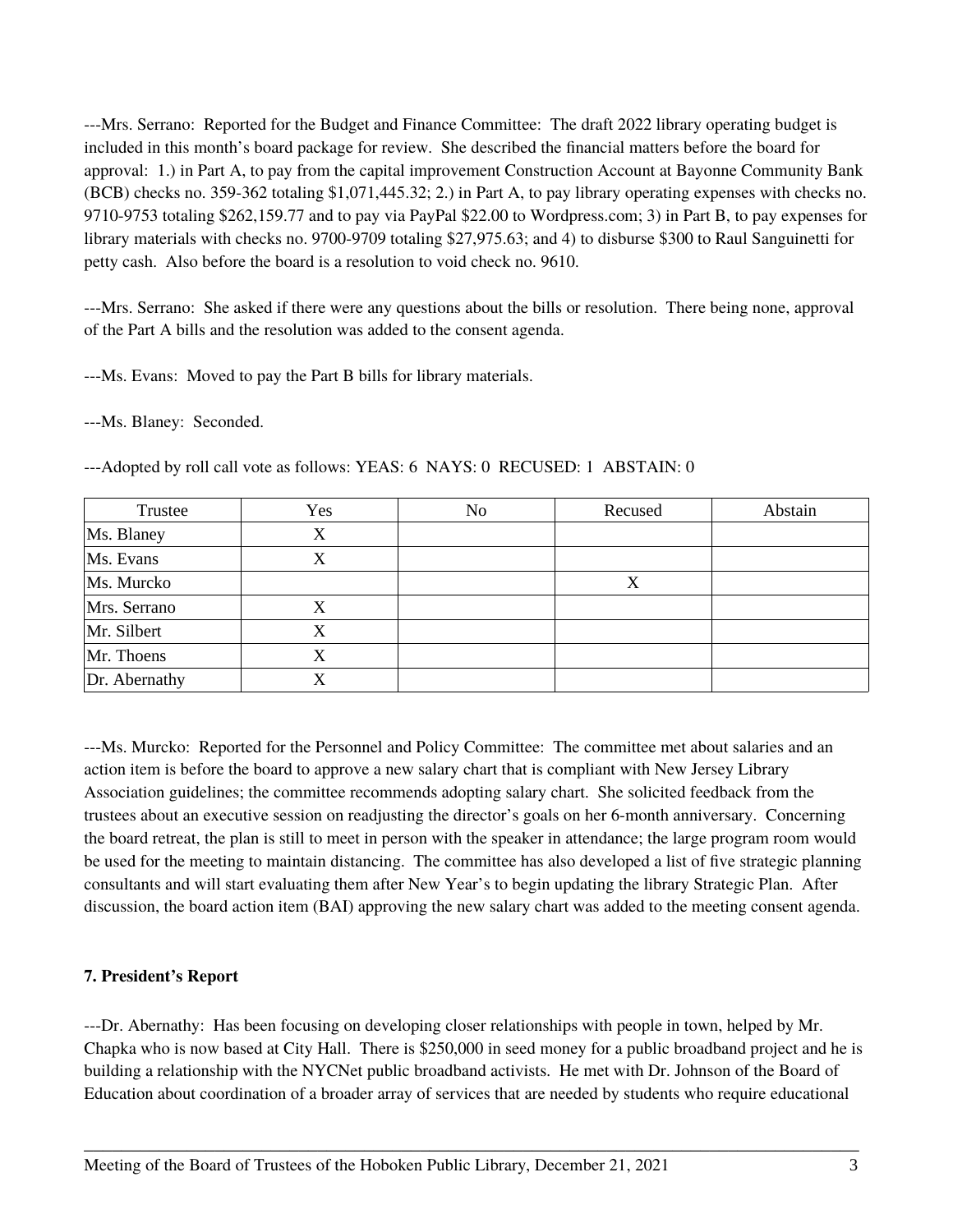---Mrs. Serrano: Reported for the Budget and Finance Committee: The draft 2022 library operating budget is included in this month's board package for review. She described the financial matters before the board for approval: 1.) in Part A, to pay from the capital improvement Construction Account at Bayonne Community Bank (BCB) checks no. 359-362 totaling $1,071,445.32; 2.) in Part A, to pay library operating expenses with checks no. 9710-9753 totaling $262,159.77 and to pay via PayPal $22.00 to Wordpress.com; 3) in Part B, to pay expenses for library materials with checks no. 9700-9709 totaling $27,975.63; and 4) to disburse $300 to Raul Sanguinetti for petty cash. Also before the board is a resolution to void check no. 9610.

---Mrs. Serrano: She asked if there were any questions about the bills or resolution. There being none, approval of the Part A bills and the resolution was added to the consent agenda.

---Ms. Evans: Moved to pay the Part B bills for library materials.

---Ms. Blaney: Seconded.

---Adopted by roll call vote as follows: YEAS: 6 NAYS: 0 RECUSED: 1 ABSTAIN: 0

| Trustee | Yes | No | Recused | Abstain |
|---|---|---|---|---|
| Ms. Blaney | X | | | |
| Ms. Evans | X | | | |
| Ms. Murcko | | | X | |
| Mrs. Serrano | X | | | |
| Mr. Silbert | X | | | |
| Mr. Thoens | X | | | |
| Dr. Abernathy | X | | | |

---Ms. Murcko: Reported for the Personnel and Policy Committee: The committee met about salaries and an action item is before the board to approve a new salary chart that is compliant with New Jersey Library Association guidelines; the committee recommends adopting salary chart. She solicited feedback from the trustees about an executive session on readjusting the director's goals on her 6-month anniversary. Concerning the board retreat, the plan is still to meet in person with the speaker in attendance; the large program room would be used for the meeting to maintain distancing. The committee has also developed a list of five strategic planning consultants and will start evaluating them after New Year's to begin updating the library Strategic Plan. After discussion, the board action item (BAI) approving the new salary chart was added to the meeting consent agenda.

**7. President's Report**

---Dr. Abernathy: Has been focusing on developing closer relationships with people in town, helped by Mr. Chapka who is now based at City Hall. There is $250,000 in seed money for a public broadband project and he is building a relationship with the NYCNet public broadband activists. He met with Dr. Johnson of the Board of Education about coordination of a broader array of services that are needed by students who require educational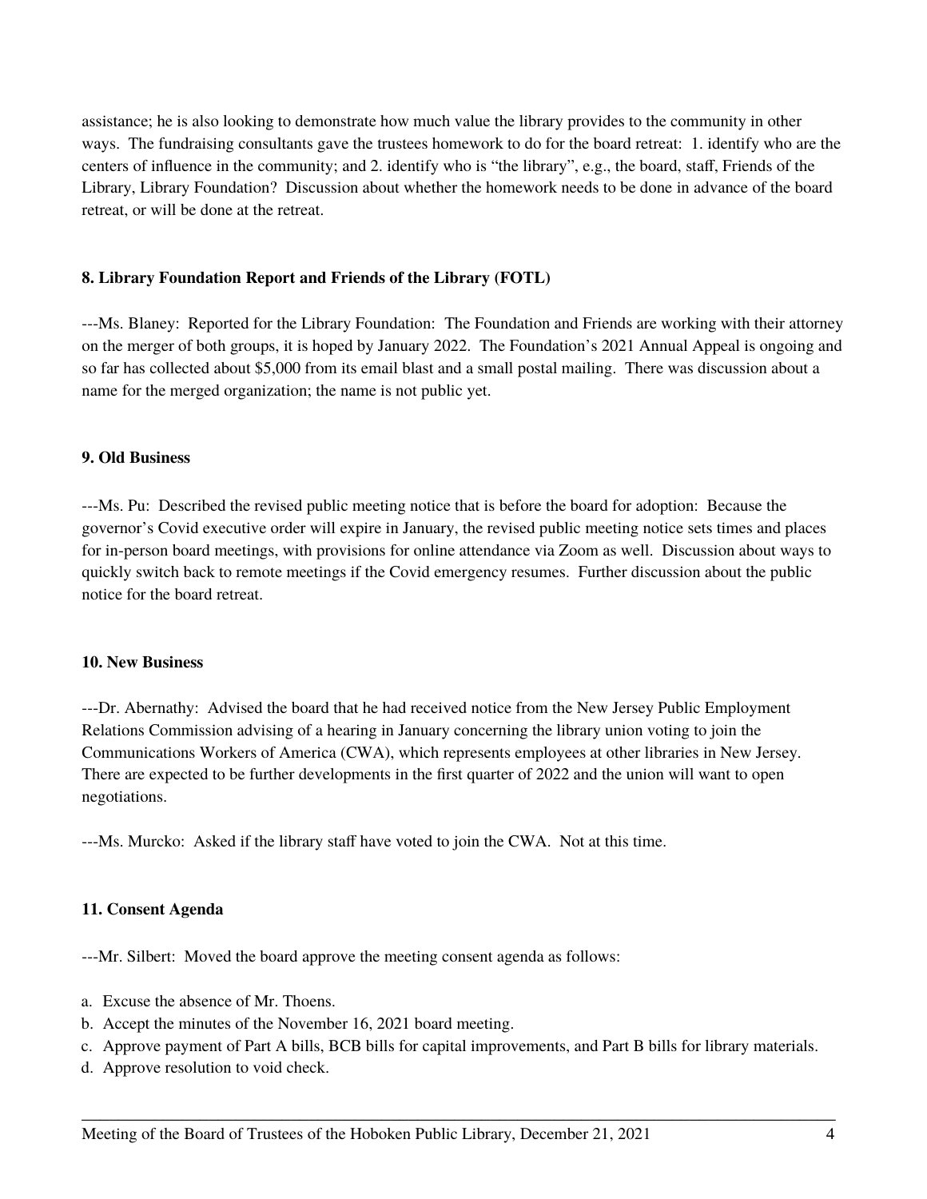assistance; he is also looking to demonstrate how much value the library provides to the community in other ways. The fundraising consultants gave the trustees homework to do for the board retreat: 1. identify who are the centers of influence in the community; and 2. identify who is "the library", e.g., the board, staff, Friends of the Library, Library Foundation? Discussion about whether the homework needs to be done in advance of the board retreat, or will be done at the retreat.

**8. Library Foundation Report and Friends of the Library (FOTL)**

---Ms. Blaney: Reported for the Library Foundation: The Foundation and Friends are working with their attorney on the merger of both groups, it is hoped by January 2022. The Foundation's 2021 Annual Appeal is ongoing and so far has collected about $5,000 from its email blast and a small postal mailing. There was discussion about a name for the merged organization; the name is not public yet.

**9. Old Business**

---Ms. Pu: Described the revised public meeting notice that is before the board for adoption: Because the governor's Covid executive order will expire in January, the revised public meeting notice sets times and places for in-person board meetings, with provisions for online attendance via Zoom as well. Discussion about ways to quickly switch back to remote meetings if the Covid emergency resumes. Further discussion about the public notice for the board retreat.

**10. New Business**

---Dr. Abernathy: Advised the board that he had received notice from the New Jersey Public Employment Relations Commission advising of a hearing in January concerning the library union voting to join the Communications Workers of America (CWA), which represents employees at other libraries in New Jersey. There are expected to be further developments in the first quarter of 2022 and the union will want to open negotiations.

---Ms. Murcko: Asked if the library staff have voted to join the CWA. Not at this time.

**11. Consent Agenda**

---Mr. Silbert: Moved the board approve the meeting consent agenda as follows:

a. Excuse the absence of Mr. Thoens.
b. Accept the minutes of the November 16, 2021 board meeting.
c. Approve payment of Part A bills, BCB bills for capital improvements, and Part B bills for library materials.
d. Approve resolution to void check.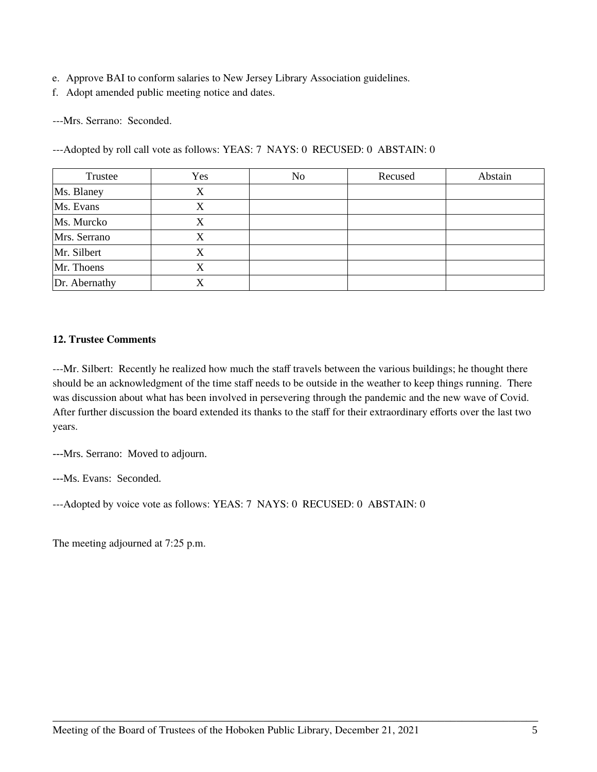e. Approve BAI to conform salaries to New Jersey Library Association guidelines.
f. Adopt amended public meeting notice and dates.

---Mrs. Serrano: Seconded.

---Adopted by roll call vote as follows: YEAS: 7 NAYS: 0 RECUSED: 0 ABSTAIN: 0

| Trustee | Yes | No | Recused | Abstain |
|---|---|---|---|---|
| Ms. Blaney | X | | | |
| Ms. Evans | X | | | |
| Ms. Murcko | X | | | |
| Mrs. Serrano | X | | | |
| Mr. Silbert | X | | | |
| Mr. Thoens | X | | | |
| Dr. Abernathy | X | | | |

**12. Trustee Comments**

---Mr. Silbert: Recently he realized how much the staff travels between the various buildings; he thought there should be an acknowledgment of the time staff needs to be outside in the weather to keep things running. There was discussion about what has been involved in persevering through the pandemic and the new wave of Covid. After further discussion the board extended its thanks to the staff for their extraordinary efforts over the last two years.

---Mrs. Serrano: Moved to adjourn.

---Ms. Evans: Seconded.

---Adopted by voice vote as follows: YEAS: 7 NAYS: 0 RECUSED: 0 ABSTAIN: 0

The meeting adjourned at 7:25 p.m.